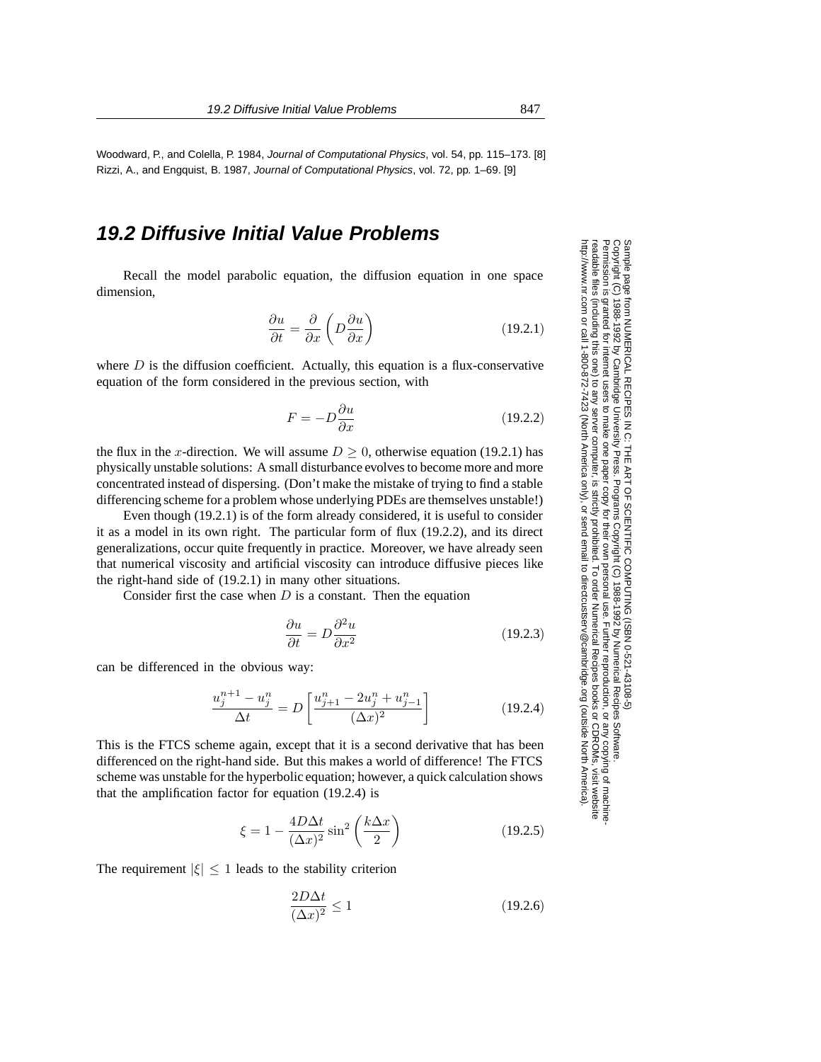Woodward, P., and Colella, P. 1984, *Journal of Computational Physics*, vol. 54, pp. 115–173. [8]

Rizzi, A., and Engquist, B. 1987, *Journal of Computational Physics*, vol. 72, pp. 1–69. [9]

## 19.2 Diffusive Initial Value Problems

Recall the model parabolic equation, the diffusion equation in one space dimension,

$$\frac{\partial u}{\partial t} = \frac{\partial}{\partial x}\left(D\frac{\partial u}{\partial x}\right) \tag{19.2.1}$$

where $D$ is the diffusion coefficient. Actually, this equation is a flux-conservative equation of the form considered in the previous section, with

$$F = -D\frac{\partial u}{\partial x} \tag{19.2.2}$$

the flux in the $x$-direction. We will assume $D \geq 0$, otherwise equation (19.2.1) has physically unstable solutions: A small disturbance evolves to become more and more concentrated instead of dispersing. (Don't make the mistake of trying to find a stable differencing scheme for a problem whose underlying PDEs are themselves unstable!)

Even though (19.2.1) is of the form already considered, it is useful to consider it as a model in its own right. The particular form of flux (19.2.2), and its direct generalizations, occur quite frequently in practice. Moreover, we have already seen that numerical viscosity and artificial viscosity can introduce diffusive pieces like the right-hand side of (19.2.1) in many other situations.

Consider first the case when $D$ is a constant. Then the equation

$$\frac{\partial u}{\partial t} = D\frac{\partial^2 u}{\partial x^2} \tag{19.2.3}$$

can be differenced in the obvious way:

$$\frac{u_j^{n+1} - u_j^n}{\Delta t} = D\left[\frac{u_{j+1}^n - 2u_j^n + u_{j-1}^n}{(\Delta x)^2}\right] \tag{19.2.4}$$

This is the FTCS scheme again, except that it is a second derivative that has been differenced on the right-hand side. But this makes a world of difference! The FTCS scheme was unstable for the hyperbolic equation; however, a quick calculation shows that the amplification factor for equation (19.2.4) is

$$\xi = 1 - \frac{4D\Delta t}{(\Delta x)^2}\sin^2\left(\frac{k\Delta x}{2}\right) \tag{19.2.5}$$

The requirement $|\xi| \leq 1$ leads to the stability criterion

$$\frac{2D\Delta t}{(\Delta x)^2} \leq 1 \tag{19.2.6}$$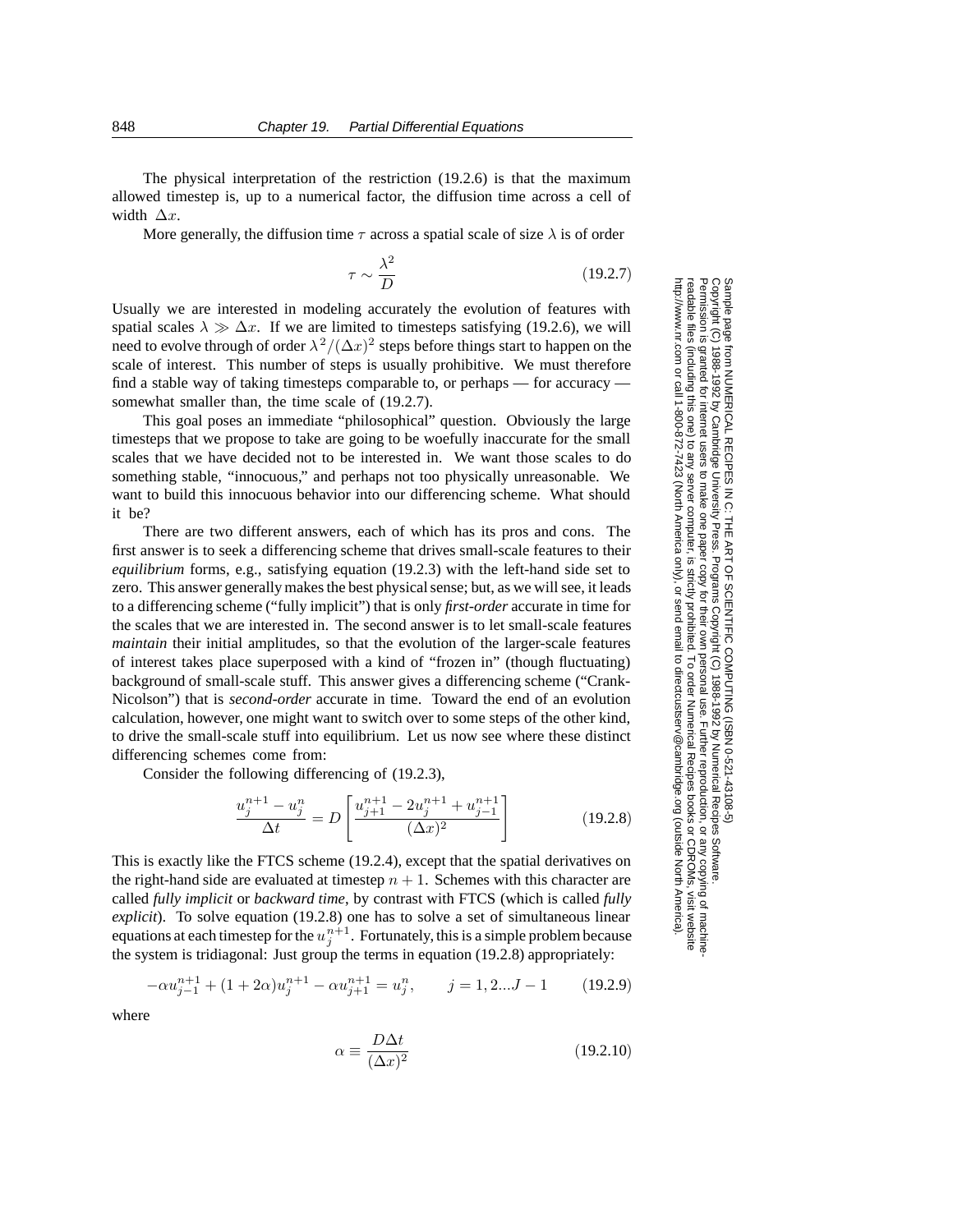The physical interpretation of the restriction (19.2.6) is that the maximum allowed timestep is, up to a numerical factor, the diffusion time across a cell of width $\Delta x$.

More generally, the diffusion time $\tau$ across a spatial scale of size $\lambda$ is of order

$$\tau \sim \frac{\lambda^2}{D} \tag{19.2.7}$$

Usually we are interested in modeling accurately the evolution of features with spatial scales $\lambda \gg \Delta x$. If we are limited to timesteps satisfying (19.2.6), we will need to evolve through of order $\lambda^2/(\Delta x)^2$ steps before things start to happen on the scale of interest. This number of steps is usually prohibitive. We must therefore find a stable way of taking timesteps comparable to, or perhaps — for accuracy — somewhat smaller than, the time scale of (19.2.7).

This goal poses an immediate "philosophical" question. Obviously the large timesteps that we propose to take are going to be woefully inaccurate for the small scales that we have decided not to be interested in. We want those scales to do something stable, "innocuous," and perhaps not too physically unreasonable. We want to build this innocuous behavior into our differencing scheme. What should it be?

There are two different answers, each of which has its pros and cons. The first answer is to seek a differencing scheme that drives small-scale features to their *equilibrium* forms, e.g., satisfying equation (19.2.3) with the left-hand side set to zero. This answer generally makes the best physical sense; but, as we will see, it leads to a differencing scheme ("fully implicit") that is only *first-order* accurate in time for the scales that we are interested in. The second answer is to let small-scale features *maintain* their initial amplitudes, so that the evolution of the larger-scale features of interest takes place superposed with a kind of "frozen in" (though fluctuating) background of small-scale stuff. This answer gives a differencing scheme ("Crank-Nicolson") that is *second-order* accurate in time. Toward the end of an evolution calculation, however, one might want to switch over to some steps of the other kind, to drive the small-scale stuff into equilibrium. Let us now see where these distinct differencing schemes come from:

Consider the following differencing of (19.2.3),

$$\frac{u_j^{n+1} - u_j^n}{\Delta t} = D\left[\frac{u_{j+1}^{n+1} - 2u_j^{n+1} + u_{j-1}^{n+1}}{(\Delta x)^2}\right] \tag{19.2.8}$$

This is exactly like the FTCS scheme (19.2.4), except that the spatial derivatives on the right-hand side are evaluated at timestep $n+1$. Schemes with this character are called *fully implicit* or *backward time*, by contrast with FTCS (which is called *fully explicit*). To solve equation (19.2.8) one has to solve a set of simultaneous linear equations at each timestep for the $u_j^{n+1}$. Fortunately, this is a simple problem because the system is tridiagonal: Just group the terms in equation (19.2.8) appropriately:

$$-\alpha u_{j-1}^{n+1} + (1+2\alpha)u_j^{n+1} - \alpha u_{j+1}^{n+1} = u_j^n, \qquad j = 1, 2 ... J-1 \tag{19.2.9}$$

where

$$\alpha \equiv \frac{D\Delta t}{(\Delta x)^2} \tag{19.2.10}$$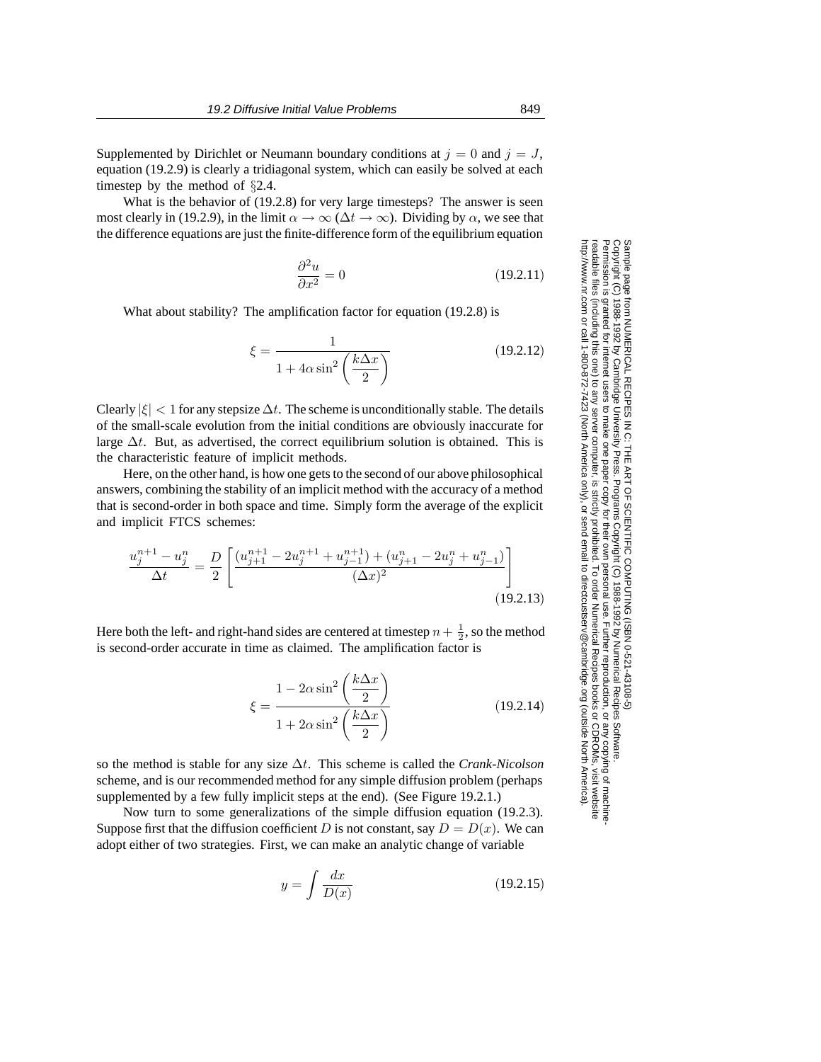Supplemented by Dirichlet or Neumann boundary conditions at $j = 0$ and $j = J$, equation (19.2.9) is clearly a tridiagonal system, which can easily be solved at each timestep by the method of §2.4.

What is the behavior of (19.2.8) for very large timesteps? The answer is seen most clearly in (19.2.9), in the limit $\alpha \to \infty$ ($\Delta t \to \infty$). Dividing by $\alpha$, we see that the difference equations are just the finite-difference form of the equilibrium equation

$$\frac{\partial^2 u}{\partial x^2} = 0 \tag{19.2.11}$$

What about stability? The amplification factor for equation (19.2.8) is

$$\xi = \frac{1}{1 + 4\alpha \sin^2\left(\dfrac{k\Delta x}{2}\right)} \tag{19.2.12}$$

Clearly $|\xi| < 1$ for any stepsize $\Delta t$. The scheme is unconditionally stable. The details of the small-scale evolution from the initial conditions are obviously inaccurate for large $\Delta t$. But, as advertised, the correct equilibrium solution is obtained. This is the characteristic feature of implicit methods.

Here, on the other hand, is how one gets to the second of our above philosophical answers, combining the stability of an implicit method with the accuracy of a method that is second-order in both space and time. Simply form the average of the explicit and implicit FTCS schemes:

$$\frac{u_j^{n+1} - u_j^n}{\Delta t} = \frac{D}{2}\left[\frac{(u_{j+1}^{n+1} - 2u_j^{n+1} + u_{j-1}^{n+1}) + (u_{j+1}^n - 2u_j^n + u_{j-1}^n)}{(\Delta x)^2}\right] \tag{19.2.13}$$

Here both the left- and right-hand sides are centered at timestep $n + \frac{1}{2}$, so the method is second-order accurate in time as claimed. The amplification factor is

$$\xi = \frac{1 - 2\alpha \sin^2\left(\dfrac{k\Delta x}{2}\right)}{1 + 2\alpha \sin^2\left(\dfrac{k\Delta x}{2}\right)} \tag{19.2.14}$$

so the method is stable for any size $\Delta t$. This scheme is called the *Crank-Nicolson* scheme, and is our recommended method for any simple diffusion problem (perhaps supplemented by a few fully implicit steps at the end). (See Figure 19.2.1.)

Now turn to some generalizations of the simple diffusion equation (19.2.3). Suppose first that the diffusion coefficient $D$ is not constant, say $D = D(x)$. We can adopt either of two strategies. First, we can make an analytic change of variable

$$y = \int \frac{dx}{D(x)} \tag{19.2.15}$$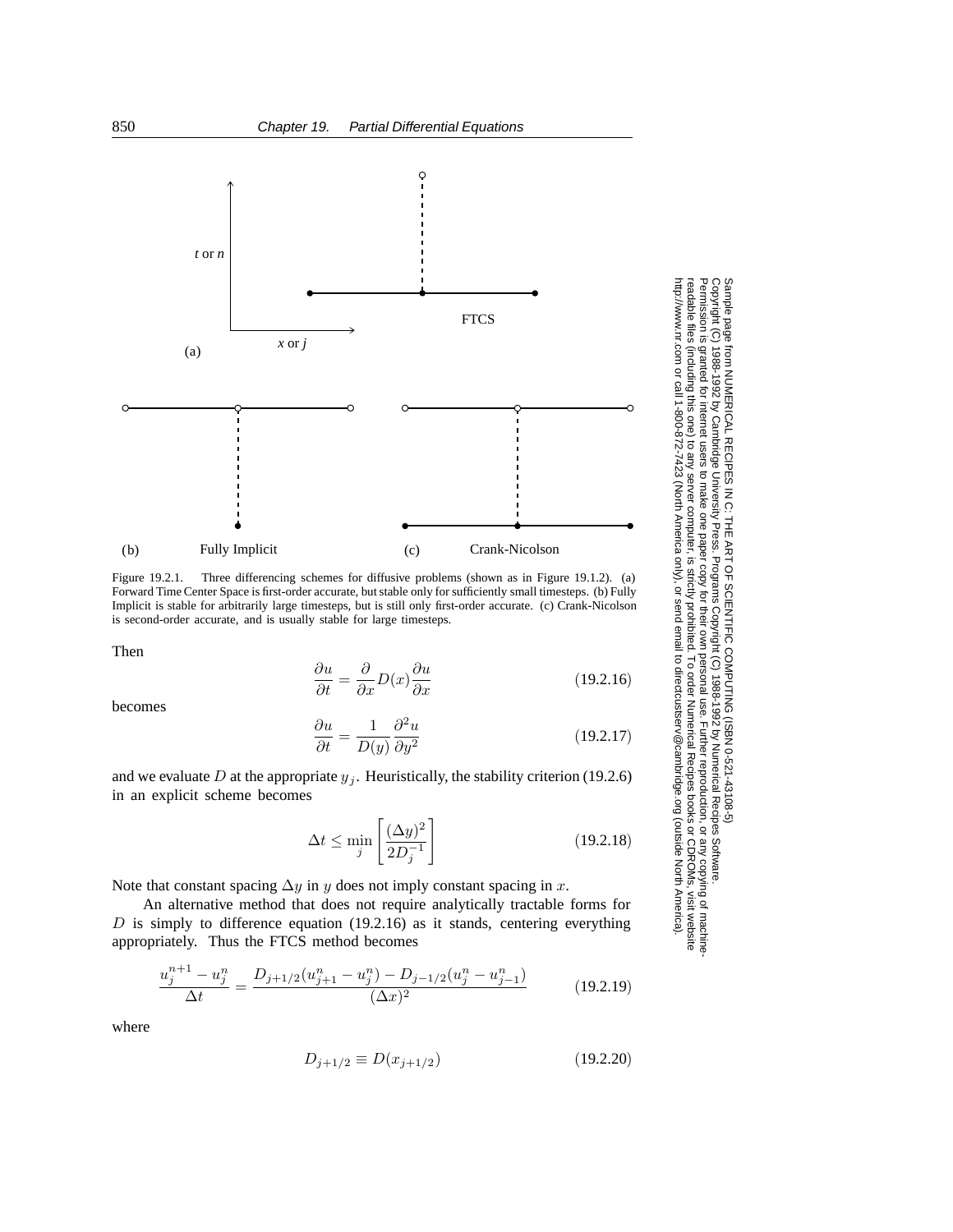Figure 19.2.1. Three differencing schemes for diffusive problems (shown as in Figure 19.1.2). (a) Forward Time Center Space is first-order accurate, but stable only for sufficiently small timesteps. (b) Fully Implicit is stable for arbitrarily large timesteps, but is still only first-order accurate. (c) Crank-Nicolson is second-order accurate, and is usually stable for large timesteps.

Then

$$\frac{\partial u}{\partial t} = \frac{\partial}{\partial x} D(x) \frac{\partial u}{\partial x} \tag{19.2.16}$$

becomes

$$\frac{\partial u}{\partial t} = \frac{1}{D(y)} \frac{\partial^2 u}{\partial y^2} \tag{19.2.17}$$

and we evaluate $D$ at the appropriate $y_j$. Heuristically, the stability criterion (19.2.6) in an explicit scheme becomes

$$\Delta t \leq \min_j \left[ \frac{(\Delta y)^2}{2D_j^{-1}} \right] \tag{19.2.18}$$

Note that constant spacing $\Delta y$ in $y$ does not imply constant spacing in $x$.

An alternative method that does not require analytically tractable forms for $D$ is simply to difference equation (19.2.16) as it stands, centering everything appropriately. Thus the FTCS method becomes

$$\frac{u_j^{n+1} - u_j^n}{\Delta t} = \frac{D_{j+1/2}(u_{j+1}^n - u_j^n) - D_{j-1/2}(u_j^n - u_{j-1}^n)}{(\Delta x)^2} \tag{19.2.19}$$

where

$$D_{j+1/2} \equiv D(x_{j+1/2}) \tag{19.2.20}$$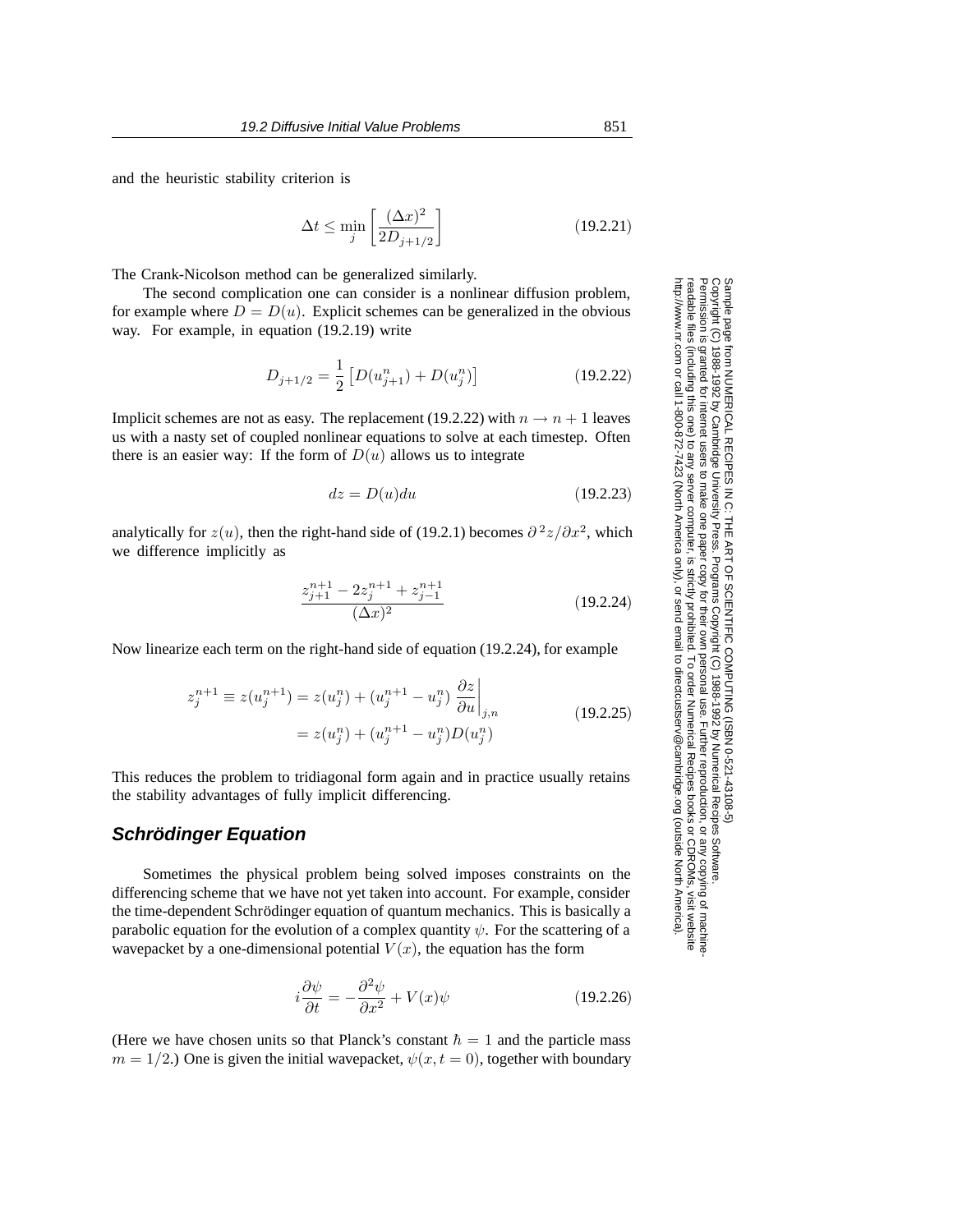and the heuristic stability criterion is

$$\Delta t \leq \min_j \left[ \frac{(\Delta x)^2}{2D_{j+1/2}} \right] \tag{19.2.21}$$

The Crank-Nicolson method can be generalized similarly.

The second complication one can consider is a nonlinear diffusion problem, for example where $D = D(u)$. Explicit schemes can be generalized in the obvious way. For example, in equation (19.2.19) write

$$D_{j+1/2} = \frac{1}{2} \left[ D(u_{j+1}^n) + D(u_j^n) \right] \tag{19.2.22}$$

Implicit schemes are not as easy. The replacement (19.2.22) with $n \to n+1$ leaves us with a nasty set of coupled nonlinear equations to solve at each timestep. Often there is an easier way: If the form of $D(u)$ allows us to integrate

$$dz = D(u)du \tag{19.2.23}$$

analytically for $z(u)$, then the right-hand side of (19.2.1) becomes $\partial^2 z/\partial x^2$, which we difference implicitly as

$$\frac{z_{j+1}^{n+1} - 2z_j^{n+1} + z_{j-1}^{n+1}}{(\Delta x)^2} \tag{19.2.24}$$

Now linearize each term on the right-hand side of equation (19.2.24), for example

$$\begin{aligned} z_j^{n+1} \equiv z(u_j^{n+1}) &= z(u_j^n) + (u_j^{n+1} - u_j^n) \left. \frac{\partial z}{\partial u} \right|_{j,n} \\ &= z(u_j^n) + (u_j^{n+1} - u_j^n) D(u_j^n) \end{aligned} \tag{19.2.25}$$

This reduces the problem to tridiagonal form again and in practice usually retains the stability advantages of fully implicit differencing.

## Schrödinger Equation

Sometimes the physical problem being solved imposes constraints on the differencing scheme that we have not yet taken into account. For example, consider the time-dependent Schrödinger equation of quantum mechanics. This is basically a parabolic equation for the evolution of a complex quantity $\psi$. For the scattering of a wavepacket by a one-dimensional potential $V(x)$, the equation has the form

$$i\frac{\partial \psi}{\partial t} = -\frac{\partial^2 \psi}{\partial x^2} + V(x)\psi \tag{19.2.26}$$

(Here we have chosen units so that Planck's constant $\hbar = 1$ and the particle mass $m = 1/2$.) One is given the initial wavepacket, $\psi(x, t = 0)$, together with boundary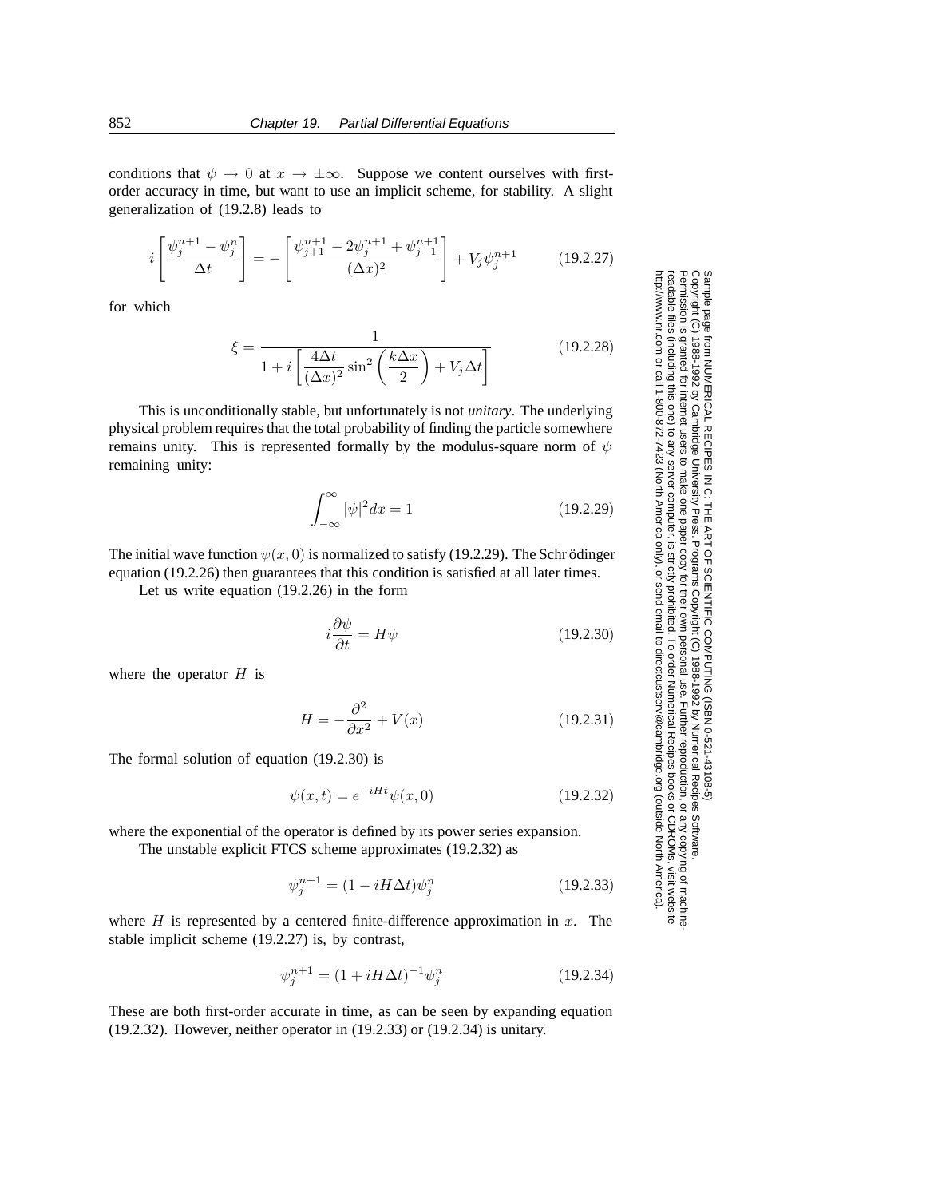conditions that $\psi \to 0$ at $x \to \pm\infty$. Suppose we content ourselves with first-order accuracy in time, but want to use an implicit scheme, for stability. A slight generalization of (19.2.8) leads to

$$i\left[\frac{\psi_j^{n+1}-\psi_j^n}{\Delta t}\right] = -\left[\frac{\psi_{j+1}^{n+1}-2\psi_j^{n+1}+\psi_{j-1}^{n+1}}{(\Delta x)^2}\right] + V_j\psi_j^{n+1} \tag{19.2.27}$$

for which

$$\xi = \frac{1}{1+i\left[\dfrac{4\Delta t}{(\Delta x)^2}\sin^2\left(\dfrac{k\Delta x}{2}\right)+V_j\Delta t\right]} \tag{19.2.28}$$

This is unconditionally stable, but unfortunately is not *unitary*. The underlying physical problem requires that the total probability of finding the particle somewhere remains unity. This is represented formally by the modulus-square norm of $\psi$ remaining unity:

$$\int_{-\infty}^{\infty}|\psi|^2 dx = 1 \tag{19.2.29}$$

The initial wave function $\psi(x,0)$ is normalized to satisfy (19.2.29). The Schrödinger equation (19.2.26) then guarantees that this condition is satisfied at all later times.

Let us write equation (19.2.26) in the form

$$i\frac{\partial\psi}{\partial t} = H\psi \tag{19.2.30}$$

where the operator $H$ is

$$H = -\frac{\partial^2}{\partial x^2}+V(x) \tag{19.2.31}$$

The formal solution of equation (19.2.30) is

$$\psi(x,t) = e^{-iHt}\psi(x,0) \tag{19.2.32}$$

where the exponential of the operator is defined by its power series expansion.

The unstable explicit FTCS scheme approximates (19.2.32) as

$$\psi_j^{n+1} = (1-iH\Delta t)\psi_j^n \tag{19.2.33}$$

where $H$ is represented by a centered finite-difference approximation in $x$. The stable implicit scheme (19.2.27) is, by contrast,

$$\psi_j^{n+1} = (1+iH\Delta t)^{-1}\psi_j^n \tag{19.2.34}$$

These are both first-order accurate in time, as can be seen by expanding equation (19.2.32). However, neither operator in (19.2.33) or (19.2.34) is unitary.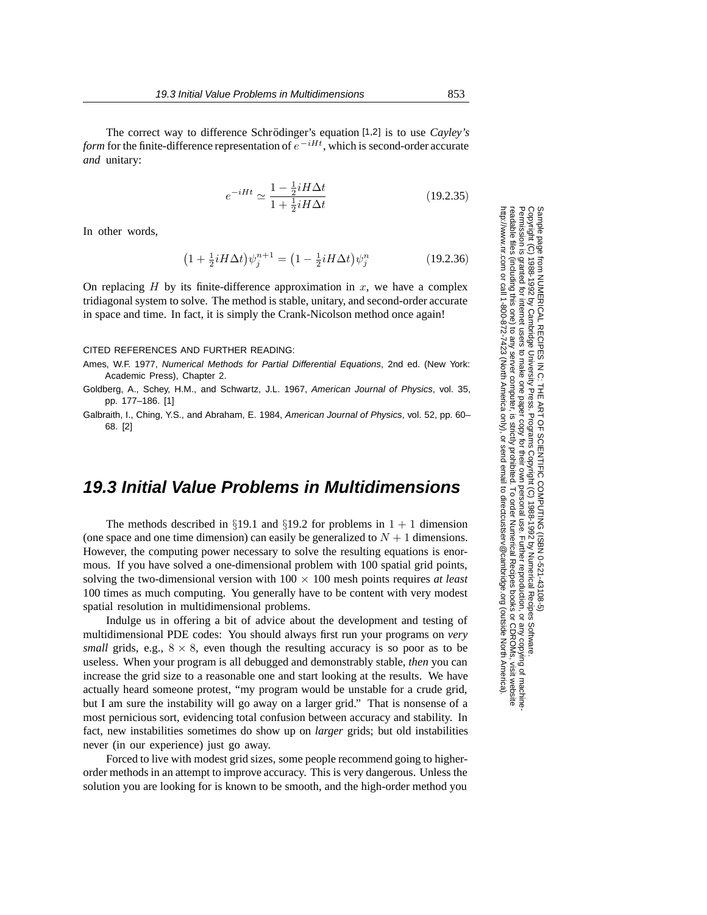The correct way to difference Schrödinger's equation [1,2] is to use *Cayley's form* for the finite-difference representation of $e^{-iHt}$, which is second-order accurate *and* unitary:

$$e^{-iHt} \simeq \frac{1 - \frac{1}{2}iH\Delta t}{1 + \frac{1}{2}iH\Delta t} \tag{19.2.35}$$

In other words,

$$\left(1 + \tfrac{1}{2}iH\Delta t\right)\psi_j^{n+1} = \left(1 - \tfrac{1}{2}iH\Delta t\right)\psi_j^n \tag{19.2.36}$$

On replacing $H$ by its finite-difference approximation in $x$, we have a complex tridiagonal system to solve. The method is stable, unitary, and second-order accurate in space and time. In fact, it is simply the Crank-Nicolson method once again!

CITED REFERENCES AND FURTHER READING:

Ames, W.F. 1977, *Numerical Methods for Partial Differential Equations*, 2nd ed. (New York: Academic Press), Chapter 2.

Goldberg, A., Schey, H.M., and Schwartz, J.L. 1967, *American Journal of Physics*, vol. 35, pp. 177–186. [1]

Galbraith, I., Ching, Y.S., and Abraham, E. 1984, *American Journal of Physics*, vol. 52, pp. 60–68. [2]

## 19.3 Initial Value Problems in Multidimensions

The methods described in §19.1 and §19.2 for problems in $1 + 1$ dimension (one space and one time dimension) can easily be generalized to $N + 1$ dimensions. However, the computing power necessary to solve the resulting equations is enormous. If you have solved a one-dimensional problem with 100 spatial grid points, solving the two-dimensional version with $100 \times 100$ mesh points requires *at least* 100 times as much computing. You generally have to be content with very modest spatial resolution in multidimensional problems.

Indulge us in offering a bit of advice about the development and testing of multidimensional PDE codes: You should always first run your programs on *very small* grids, e.g., $8 \times 8$, even though the resulting accuracy is so poor as to be useless. When your program is all debugged and demonstrably stable, *then* you can increase the grid size to a reasonable one and start looking at the results. We have actually heard someone protest, "my program would be unstable for a crude grid, but I am sure the instability will go away on a larger grid." That is nonsense of a most pernicious sort, evidencing total confusion between accuracy and stability. In fact, new instabilities sometimes do show up on *larger* grids; but old instabilities never (in our experience) just go away.

Forced to live with modest grid sizes, some people recommend going to higher-order methods in an attempt to improve accuracy. This is very dangerous. Unless the solution you are looking for is known to be smooth, and the high-order method you